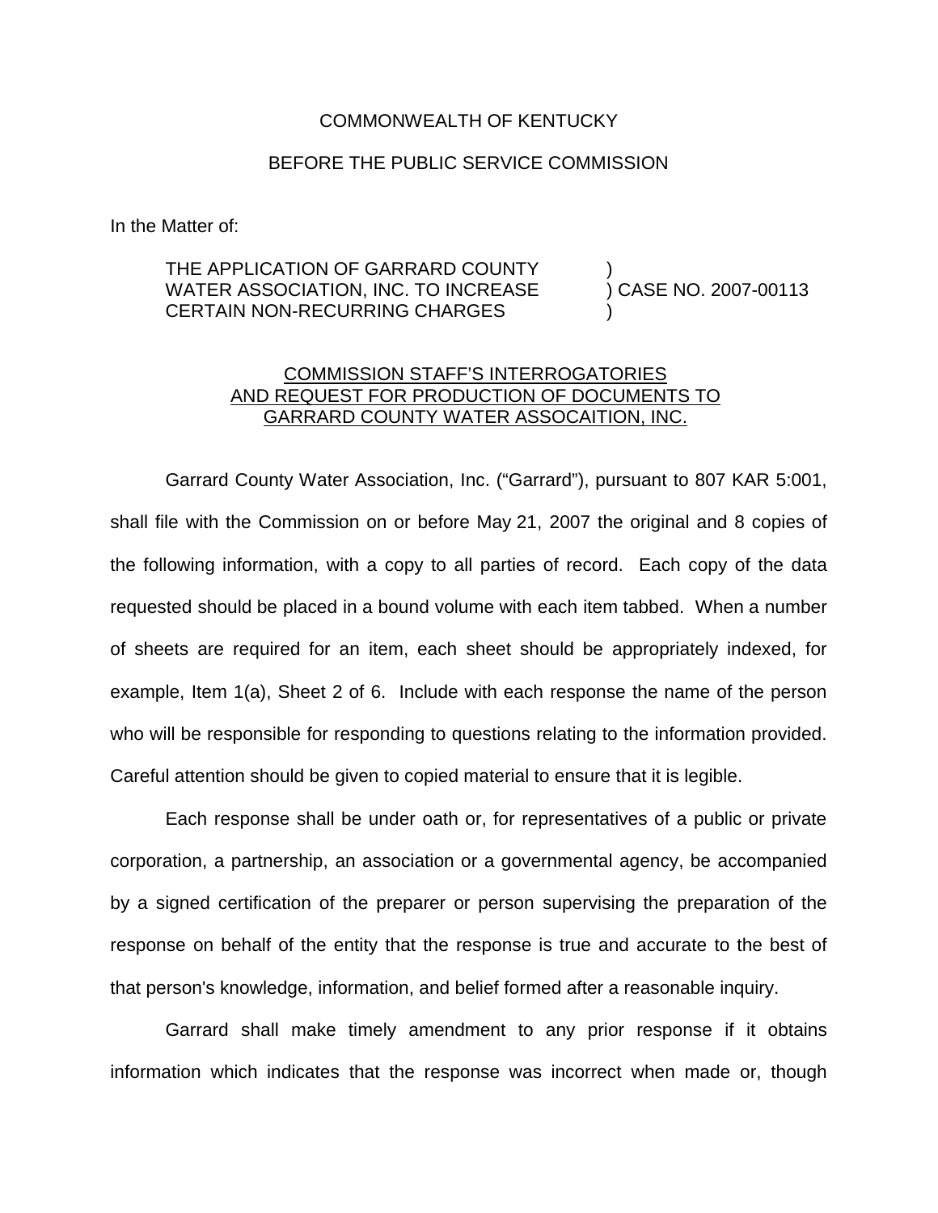COMMONWEALTH OF KENTUCKY

BEFORE THE PUBLIC SERVICE COMMISSION

In the Matter of:

| | |
|---|---|
| THE APPLICATION OF GARRARD COUNTY WATER ASSOCIATION, INC. TO INCREASE CERTAIN NON-RECURRING CHARGES | ) CASE NO. 2007-00113 |

COMMISSION STAFF'S INTERROGATORIES AND REQUEST FOR PRODUCTION OF DOCUMENTS TO GARRARD COUNTY WATER ASSOCAITION, INC.

Garrard County Water Association, Inc. ("Garrard"), pursuant to 807 KAR 5:001, shall file with the Commission on or before May 21, 2007 the original and 8 copies of the following information, with a copy to all parties of record. Each copy of the data requested should be placed in a bound volume with each item tabbed. When a number of sheets are required for an item, each sheet should be appropriately indexed, for example, Item 1(a), Sheet 2 of 6. Include with each response the name of the person who will be responsible for responding to questions relating to the information provided. Careful attention should be given to copied material to ensure that it is legible.

Each response shall be under oath or, for representatives of a public or private corporation, a partnership, an association or a governmental agency, be accompanied by a signed certification of the preparer or person supervising the preparation of the response on behalf of the entity that the response is true and accurate to the best of that person's knowledge, information, and belief formed after a reasonable inquiry.

Garrard shall make timely amendment to any prior response if it obtains information which indicates that the response was incorrect when made or, though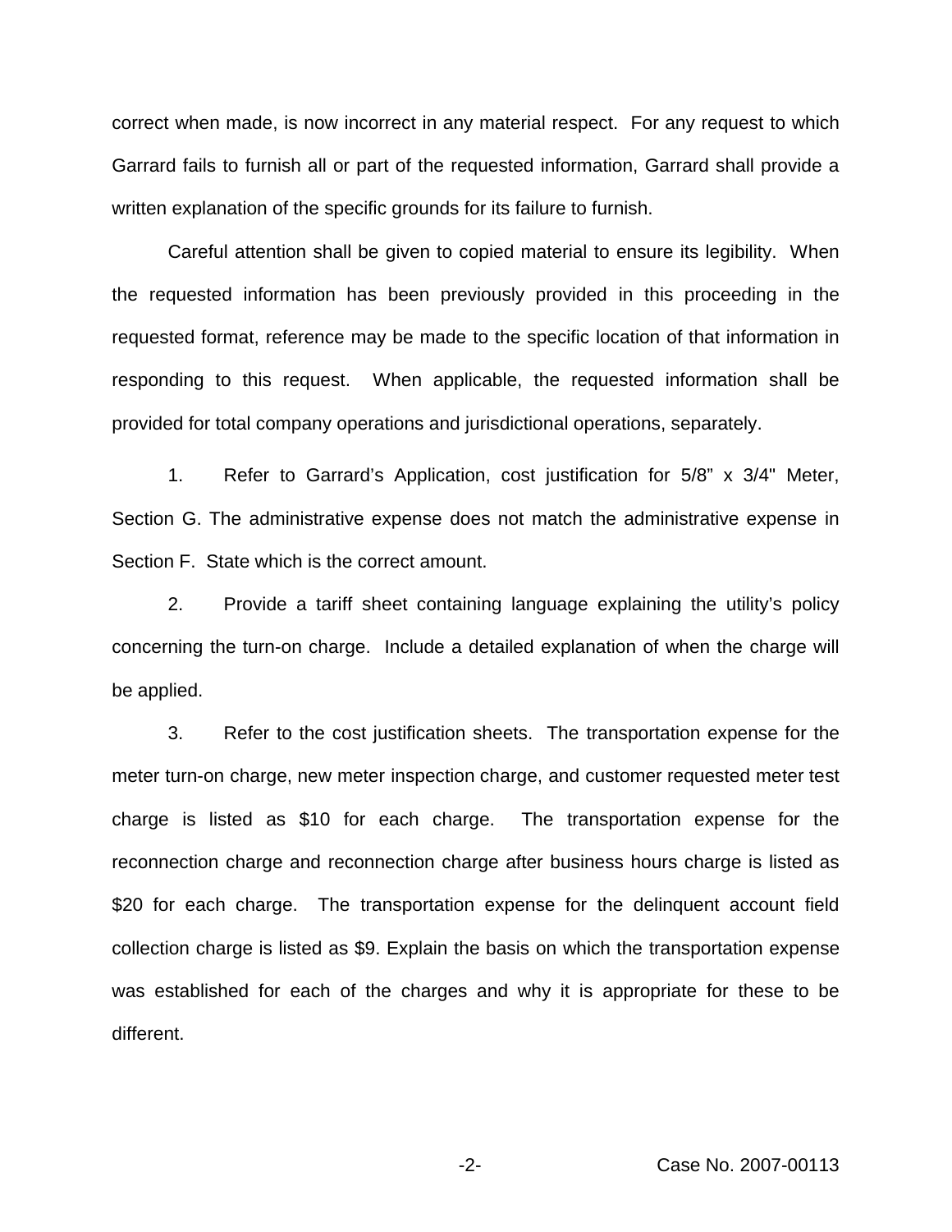correct when made, is now incorrect in any material respect. For any request to which Garrard fails to furnish all or part of the requested information, Garrard shall provide a written explanation of the specific grounds for its failure to furnish.

Careful attention shall be given to copied material to ensure its legibility. When the requested information has been previously provided in this proceeding in the requested format, reference may be made to the specific location of that information in responding to this request. When applicable, the requested information shall be provided for total company operations and jurisdictional operations, separately.

1. Refer to Garrard's Application, cost justification for 5/8" x 3/4" Meter, Section G. The administrative expense does not match the administrative expense in Section F. State which is the correct amount.

2. Provide a tariff sheet containing language explaining the utility's policy concerning the turn-on charge. Include a detailed explanation of when the charge will be applied.

3. Refer to the cost justification sheets. The transportation expense for the meter turn-on charge, new meter inspection charge, and customer requested meter test charge is listed as $10 for each charge. The transportation expense for the reconnection charge and reconnection charge after business hours charge is listed as $20 for each charge. The transportation expense for the delinquent account field collection charge is listed as $9. Explain the basis on which the transportation expense was established for each of the charges and why it is appropriate for these to be different.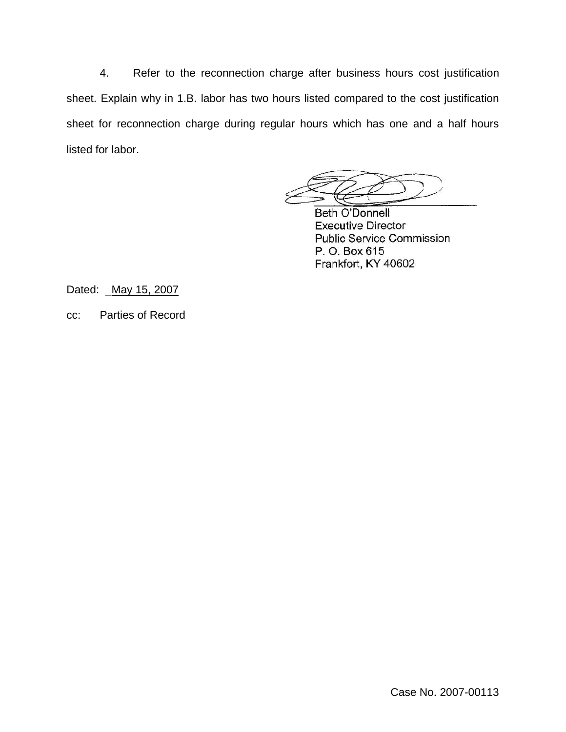4. Refer to the reconnection charge after business hours cost justification sheet. Explain why in 1.B. labor has two hours listed compared to the cost justification sheet for reconnection charge during regular hours which has one and a half hours listed for labor.

Beth O'Donnell
Executive Director
Public Service Commission
P. O. Box 615
Frankfort, KY 40602

Dated: _May 15, 2007

cc: Parties of Record

Case No. 2007-00113